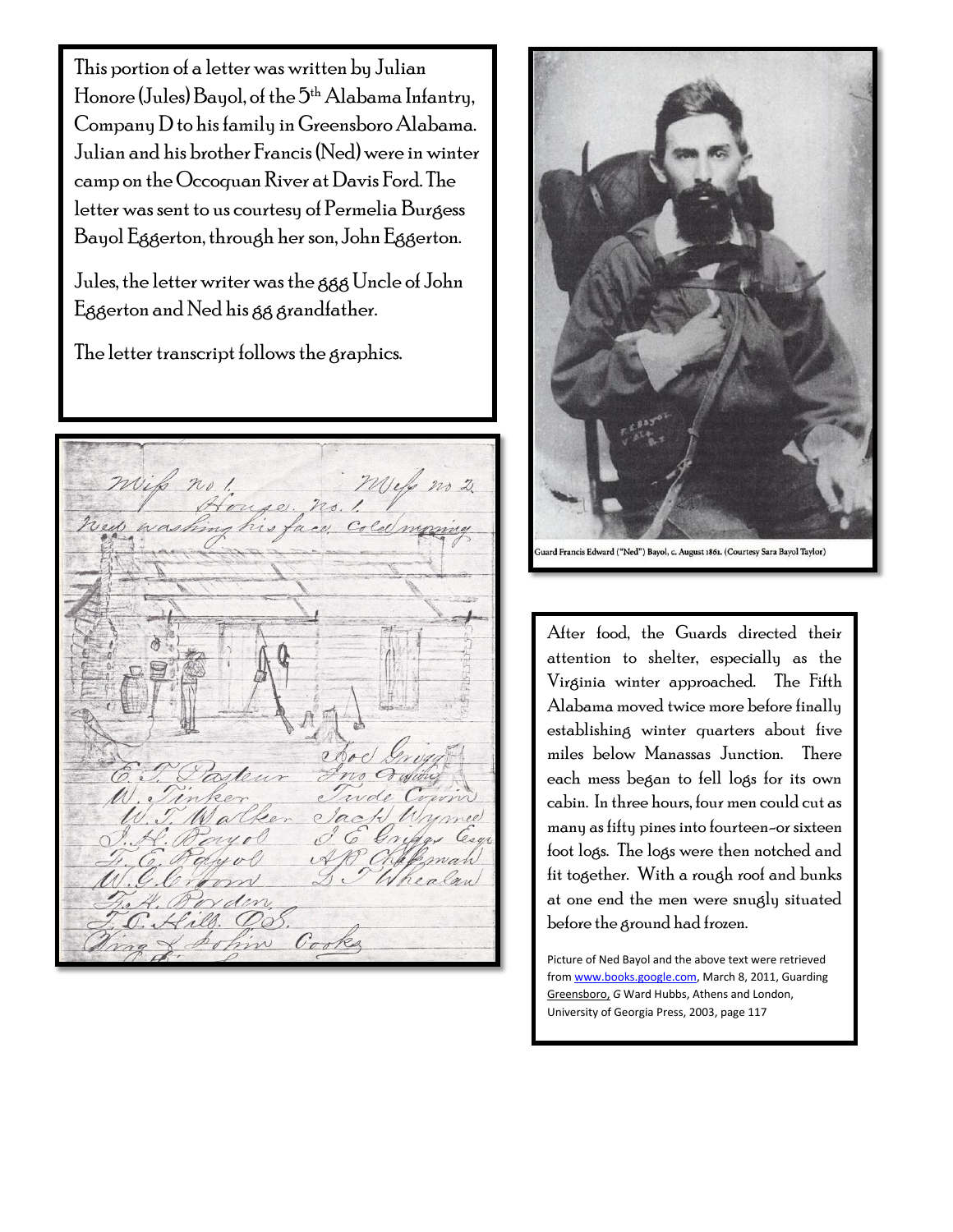This portion of a letter was written by Julian Honore (Jules) Bayol, of the 5th Alabama Infantry, Company D to his family in Greensboro Alabama. Julian and his brother Francis (Ned) were in winter camp on the Occoquan River at Davis Ford. The letter was sent to us courtesy of Permelia Burgess Bayol Eggerton, through her son, John Eggerton.

Jules, the letter writer was the ggg Uncle of John Eggerton and Ned his gg grandfather.

The letter transcript follows the graphics.

Mess no 1. Mess no 2.
House. no. 1.
Ned washing his face. Cold morning

E. T. Pasteur — Joe Grigg
W. Tinker — Jno Cowing
W. T. Walker — Tude Cowin
J. H. Bayol — Jack Wynne
F. E. Bayol — J. C. Griggs Esqr
W. C. Croom — A. R. Chapman
F. H. Borden — L. T. Whealan
T. C. Hill. O.S.
Bing & John Cooks

Guard Francis Edward ("Ned") Bayol, c. August 1861. (Courtesy Sara Bayol Taylor)

After food, the Guards directed their attention to shelter, especially as the Virginia winter approached. The Fifth Alabama moved twice more before finally establishing winter quarters about five miles below Manassas Junction. There each mess began to fell logs for its own cabin. In three hours, four men could cut as many as fifty pines into fourteen–or sixteen foot logs. The logs were then notched and fit together. With a rough roof and bunks at one end the men were snugly situated before the ground had frozen.

Picture of Ned Bayol and the above text were retrieved from www.books.google.com, March 8, 2011, Guarding Greensboro, *G* Ward Hubbs, Athens and London, University of Georgia Press, 2003, page 117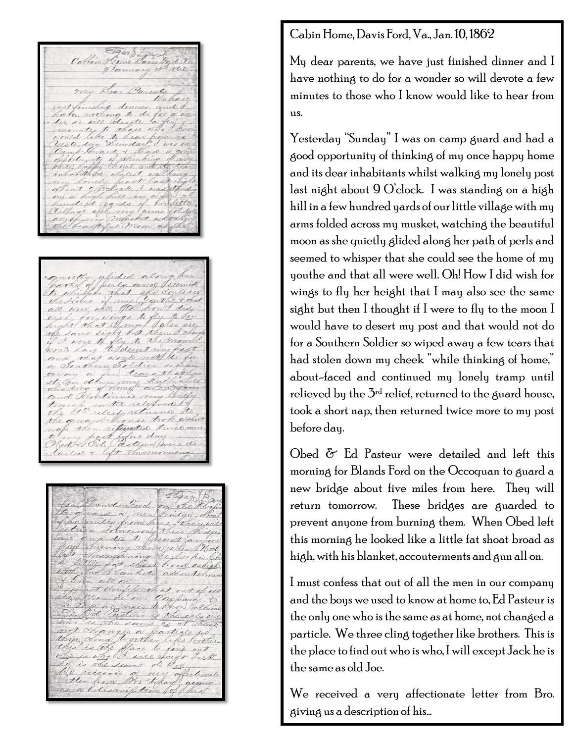Cabin Home, Davis Ford, Va., Jan. 10, 1862

My dear parents, we have just finished dinner and I have nothing to do for a wonder so will devote a few minutes to those who I know would like to hear from us.

Yesterday "Sunday" I was on camp guard and had a good opportunity of thinking of my once happy home and its dear inhabitants whilst walking my lonely post last night about 9 O'clock. I was standing on a high hill in a few hundred yards of our little village with my arms folded across my musket, watching the beautiful moon as she quietly glided along her path of perls and seemed to whisper that she could see the home of my youthe and that all were well. Oh! How I did wish for wings to fly her height that I may also see the same sight but then I thought if I were to fly to the moon I would have to desert my post and that would not do for a Southern Soldier so wiped away a few tears that had stolen down my cheek "while thinking of home," about-faced and continued my lonely tramp until relieved by the 3rd relief, returned to the guard house, took a short nap, then returned twice more to my post before day.

Obed & Ed Pasteur were detailed and left this morning for Blands Ford on the Occoquan to guard a new bridge about five miles from here. They will return tomorrow. These bridges are guarded to prevent anyone from burning them. When Obed left this morning he looked like a little fat shoat broad as high, with his blanket, accouterments and gun all on.

I must confess that out of all the men in our company and the boys we used to know at home to, Ed Pasteur is the only one who is the same as at home, not changed a particle. We three cling together like brothers. This is the place to find out who is who, I will except Jack he is the same as old Joe.

We received a very affectionate letter from Bro. giving us a description of his...